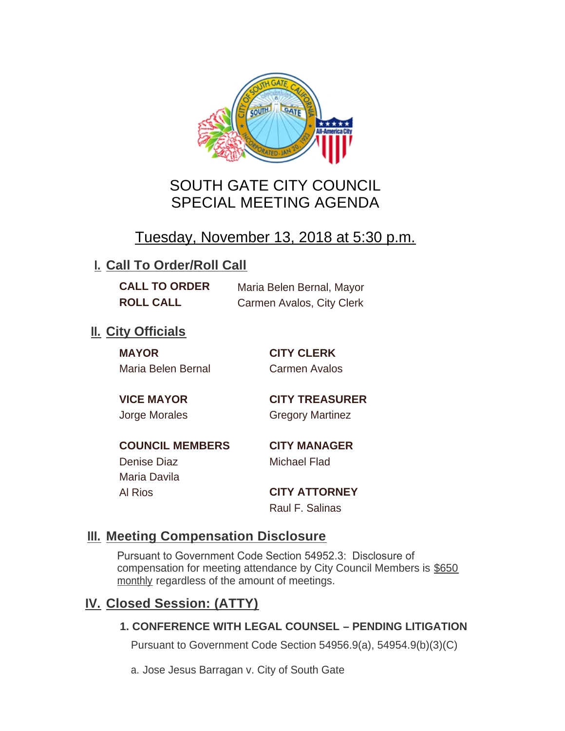# SOUTH GATE CITY COUNCIL
# SPECIAL MEETING AGENDA

## Tuesday, November 13, 2018 at 5:30 p.m.

## I. Call To Order/Roll Call

**CALL TO ORDER** Maria Belen Bernal, Mayor

**ROLL CALL** Carmen Avalos, City Clerk

## II. City Officials

**MAYOR**
Maria Belen Bernal

**VICE MAYOR**
Jorge Morales

**COUNCIL MEMBERS**
Denise Diaz
Maria Davila
Al Rios

**CITY CLERK**
Carmen Avalos

**CITY TREASURER**
Gregory Martinez

**CITY MANAGER**
Michael Flad

**CITY ATTORNEY**
Raul F. Salinas

## III. Meeting Compensation Disclosure

Pursuant to Government Code Section 54952.3: Disclosure of compensation for meeting attendance by City Council Members is $650 monthly regardless of the amount of meetings.

## IV. Closed Session: (ATTY)

### 1. CONFERENCE WITH LEGAL COUNSEL – PENDING LITIGATION

Pursuant to Government Code Section 54956.9(a), 54954.9(b)(3)(C)

a. Jose Jesus Barragan v. City of South Gate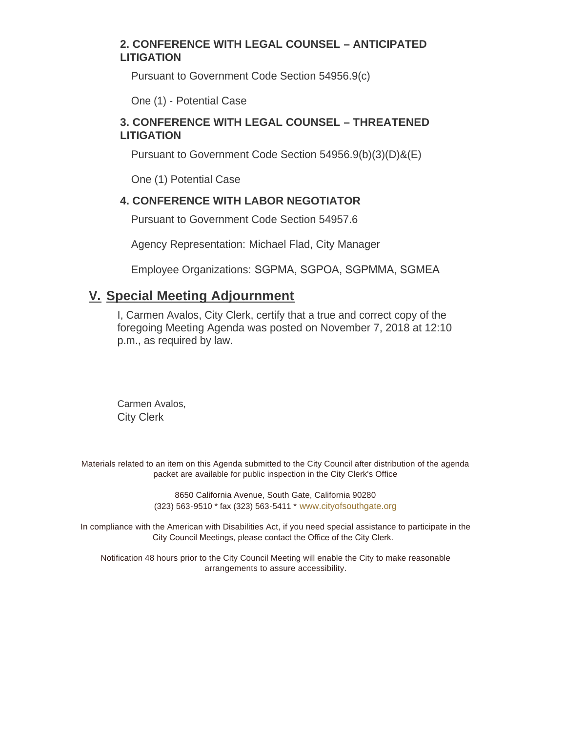### 2. CONFERENCE WITH LEGAL COUNSEL – ANTICIPATED LITIGATION

Pursuant to Government Code Section 54956.9(c)

One (1) - Potential Case

### 3. CONFERENCE WITH LEGAL COUNSEL – THREATENED LITIGATION

Pursuant to Government Code Section 54956.9(b)(3)(D)&(E)

One (1) Potential Case

### 4. CONFERENCE WITH LABOR NEGOTIATOR

Pursuant to Government Code Section 54957.6

Agency Representation: Michael Flad, City Manager

Employee Organizations: SGPMA, SGPOA, SGPMMA, SGMEA

## V. Special Meeting Adjournment

I, Carmen Avalos, City Clerk, certify that a true and correct copy of the foregoing Meeting Agenda was posted on November 7, 2018 at 12:10 p.m., as required by law.

Carmen Avalos,
City Clerk

Materials related to an item on this Agenda submitted to the City Council after distribution of the agenda packet are available for public inspection in the City Clerk's Office

8650 California Avenue, South Gate, California 90280
(323) 563-9510 * fax (323) 563-5411 * www.cityofsouthgate.org

In compliance with the American with Disabilities Act, if you need special assistance to participate in the City Council Meetings, please contact the Office of the City Clerk.

Notification 48 hours prior to the City Council Meeting will enable the City to make reasonable arrangements to assure accessibility.